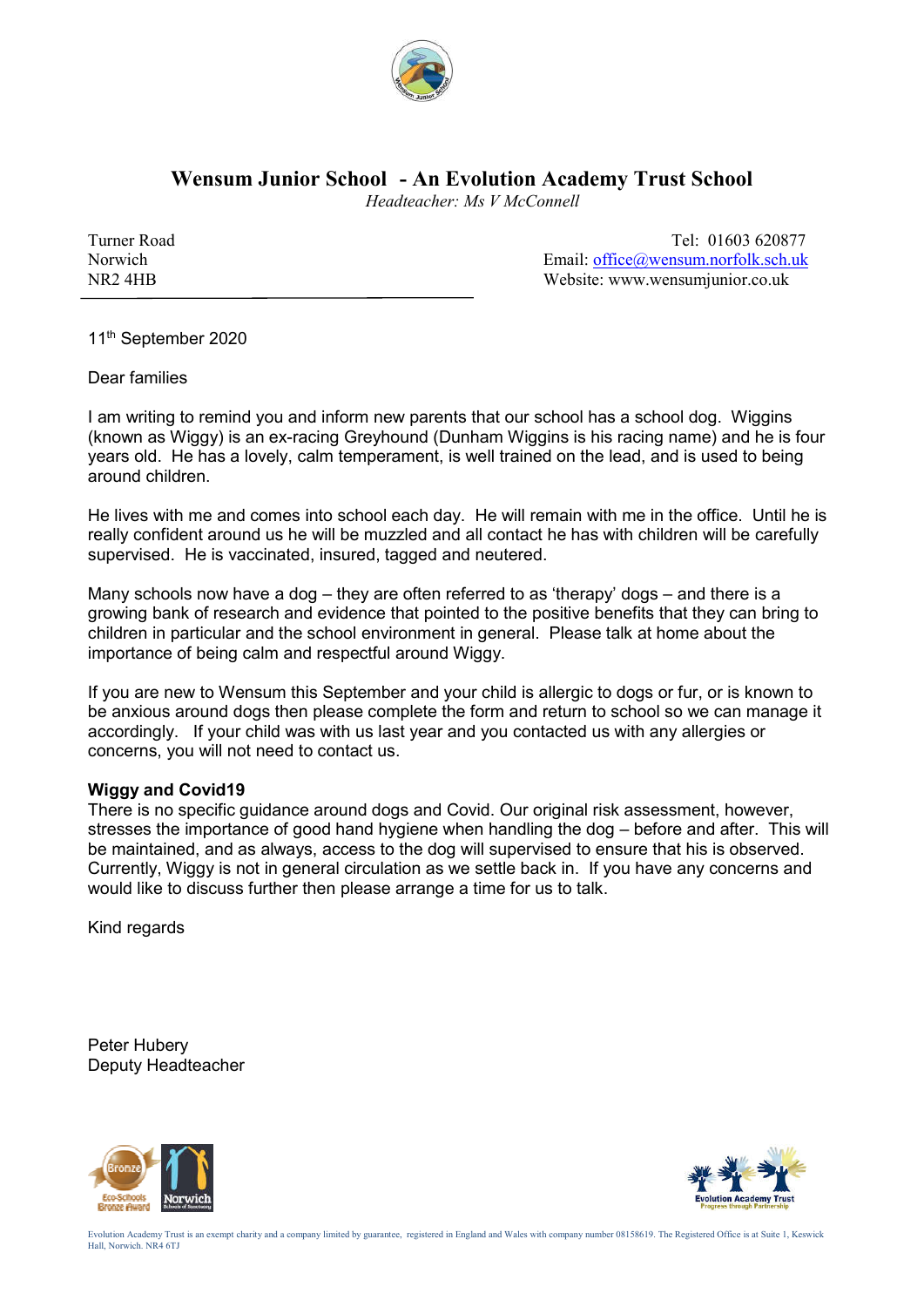# Wensum Junior School - An Evolution Academy Trust School

*Headteacher: Ms V McConnell*

Turner Road
Norwich
NR2 4HB

Tel: 01603 620877
Email: office@wensum.norfolk.sch.uk
Website: www.wensumjunior.co.uk

11th September 2020

Dear families

I am writing to remind you and inform new parents that our school has a school dog. Wiggins (known as Wiggy) is an ex-racing Greyhound (Dunham Wiggins is his racing name) and he is four years old. He has a lovely, calm temperament, is well trained on the lead, and is used to being around children.

He lives with me and comes into school each day. He will remain with me in the office. Until he is really confident around us he will be muzzled and all contact he has with children will be carefully supervised. He is vaccinated, insured, tagged and neutered.

Many schools now have a dog – they are often referred to as 'therapy' dogs – and there is a growing bank of research and evidence that pointed to the positive benefits that they can bring to children in particular and the school environment in general. Please talk at home about the importance of being calm and respectful around Wiggy.

If you are new to Wensum this September and your child is allergic to dogs or fur, or is known to be anxious around dogs then please complete the form and return to school so we can manage it accordingly. If your child was with us last year and you contacted us with any allergies or concerns, you will not need to contact us.

**Wiggy and Covid19**
There is no specific guidance around dogs and Covid. Our original risk assessment, however, stresses the importance of good hand hygiene when handling the dog – before and after. This will be maintained, and as always, access to the dog will supervised to ensure that his is observed. Currently, Wiggy is not in general circulation as we settle back in. If you have any concerns and would like to discuss further then please arrange a time for us to talk.

Kind regards

Peter Hubery
Deputy Headteacher

Evolution Academy Trust is an exempt charity and a company limited by guarantee, registered in England and Wales with company number 08158619. The Registered Office is at Suite 1, Keswick Hall, Norwich. NR4 6TJ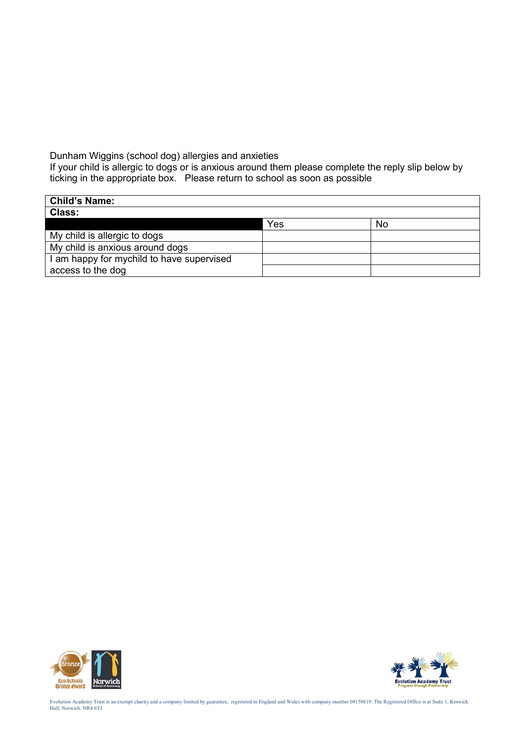Dunham Wiggins (school dog) allergies and anxieties

If your child is allergic to dogs or is anxious around them please complete the reply slip below by ticking in the appropriate box. Please return to school as soon as possible

| Child's Name: | | |
|---|---|---|
| **Class:** | | |
| | Yes | No |
| My child is allergic to dogs | | |
| My child is anxious around dogs | | |
| I am happy for mychild to have supervised access to the dog | | |

Evolution Academy Trust is an exempt charity and a company limited by guarantee, registered in England and Wales with company number 08158619. The Registered Office is at Suite 1, Keswick Hall, Norwich. NR4 6TJ